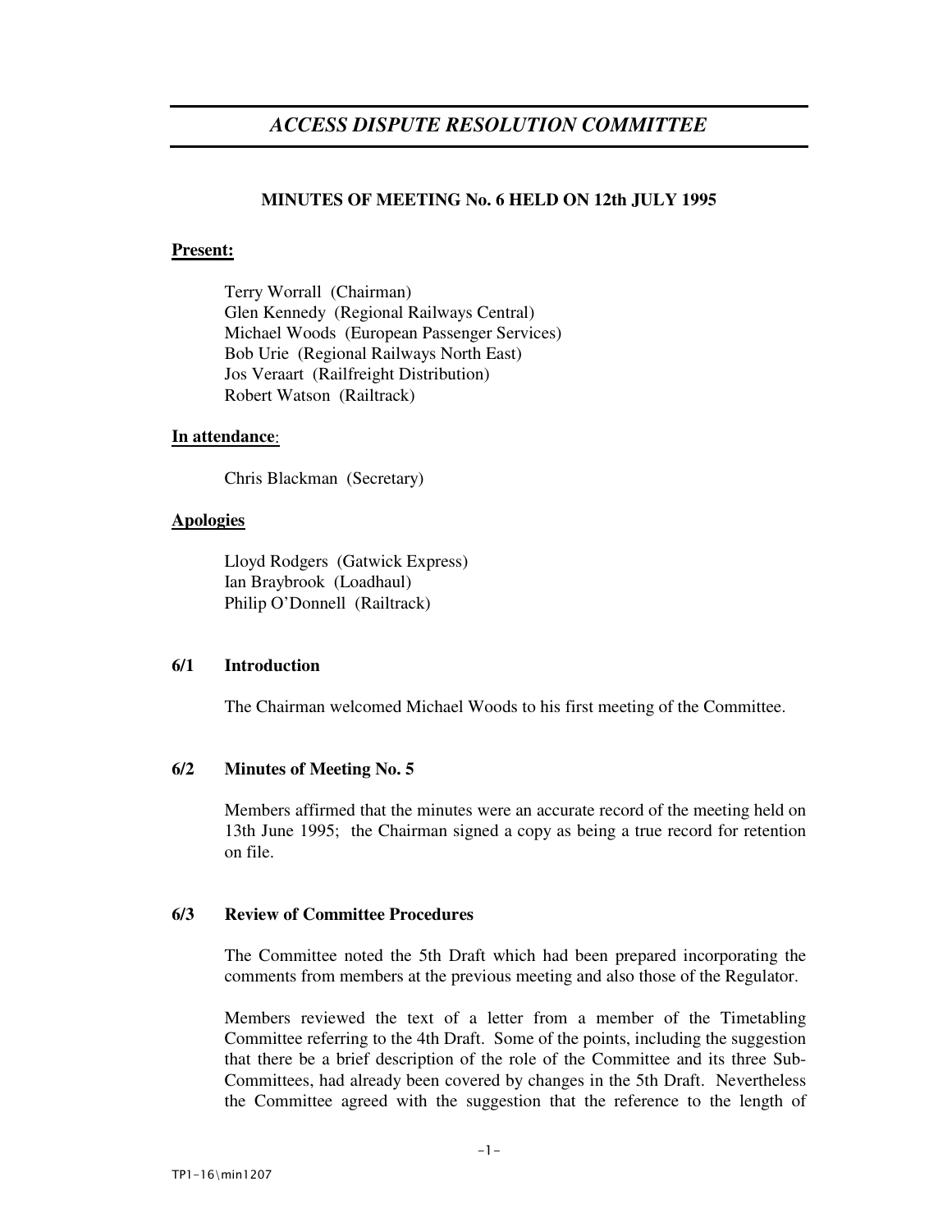# *ACCESS DISPUTE RESOLUTION COMMITTEE*

**MINUTES OF MEETING No. 6 HELD ON 12th JULY 1995**

**Present:**

Terry Worrall (Chairman)
Glen Kennedy (Regional Railways Central)
Michael Woods (European Passenger Services)
Bob Urie (Regional Railways North East)
Jos Veraart (Railfreight Distribution)
Robert Watson (Railtrack)

**In attendance**:

Chris Blackman (Secretary)

**Apologies**

Lloyd Rodgers (Gatwick Express)
Ian Braybrook (Loadhaul)
Philip O'Donnell (Railtrack)

### 6/1 Introduction

The Chairman welcomed Michael Woods to his first meeting of the Committee.

### 6/2 Minutes of Meeting No. 5

Members affirmed that the minutes were an accurate record of the meeting held on 13th June 1995; the Chairman signed a copy as being a true record for retention on file.

### 6/3 Review of Committee Procedures

The Committee noted the 5th Draft which had been prepared incorporating the comments from members at the previous meeting and also those of the Regulator.

Members reviewed the text of a letter from a member of the Timetabling Committee referring to the 4th Draft. Some of the points, including the suggestion that there be a brief description of the role of the Committee and its three Sub-Committees, had already been covered by changes in the 5th Draft. Nevertheless the Committee agreed with the suggestion that the reference to the length of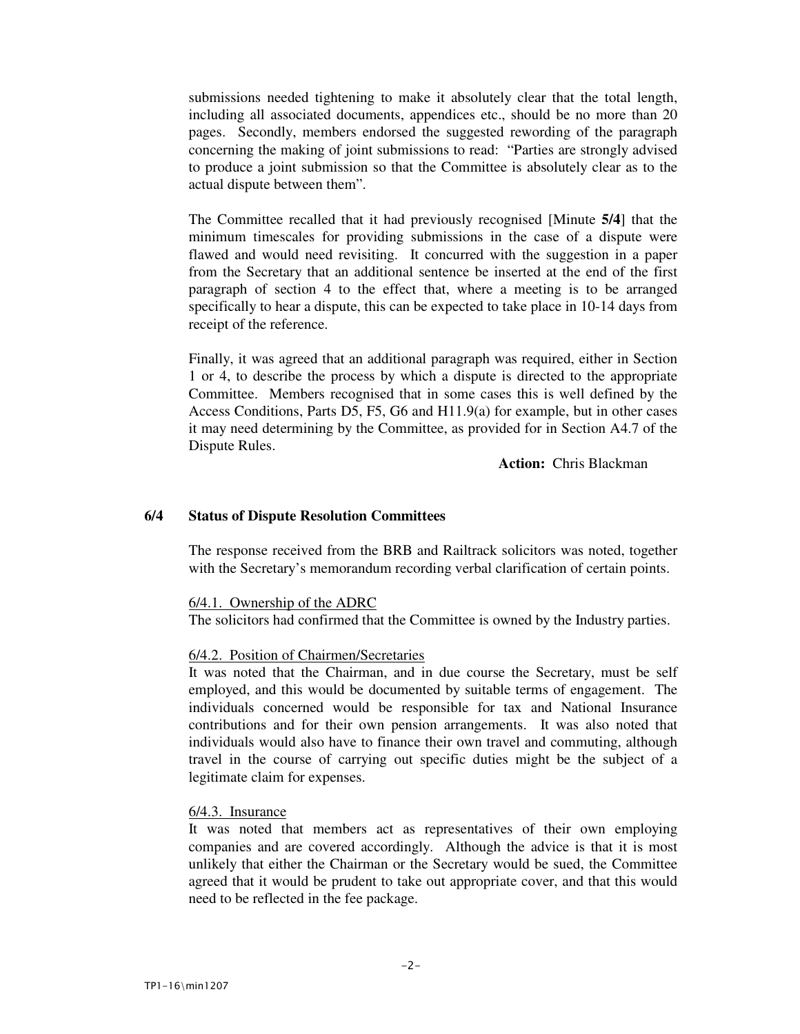submissions needed tightening to make it absolutely clear that the total length, including all associated documents, appendices etc., should be no more than 20 pages. Secondly, members endorsed the suggested rewording of the paragraph concerning the making of joint submissions to read: "Parties are strongly advised to produce a joint submission so that the Committee is absolutely clear as to the actual dispute between them".

The Committee recalled that it had previously recognised [Minute **5/4**] that the minimum timescales for providing submissions in the case of a dispute were flawed and would need revisiting. It concurred with the suggestion in a paper from the Secretary that an additional sentence be inserted at the end of the first paragraph of section 4 to the effect that, where a meeting is to be arranged specifically to hear a dispute, this can be expected to take place in 10-14 days from receipt of the reference.

Finally, it was agreed that an additional paragraph was required, either in Section 1 or 4, to describe the process by which a dispute is directed to the appropriate Committee. Members recognised that in some cases this is well defined by the Access Conditions, Parts D5, F5, G6 and H11.9(a) for example, but in other cases it may need determining by the Committee, as provided for in Section A4.7 of the Dispute Rules.

**Action:** Chris Blackman

### 6/4 Status of Dispute Resolution Committees

The response received from the BRB and Railtrack solicitors was noted, together with the Secretary's memorandum recording verbal clarification of certain points.

<u>6/4.1. Ownership of the ADRC</u>
The solicitors had confirmed that the Committee is owned by the Industry parties.

<u>6/4.2. Position of Chairmen/Secretaries</u>
It was noted that the Chairman, and in due course the Secretary, must be self employed, and this would be documented by suitable terms of engagement. The individuals concerned would be responsible for tax and National Insurance contributions and for their own pension arrangements. It was also noted that individuals would also have to finance their own travel and commuting, although travel in the course of carrying out specific duties might be the subject of a legitimate claim for expenses.

<u>6/4.3. Insurance</u>
It was noted that members act as representatives of their own employing companies and are covered accordingly. Although the advice is that it is most unlikely that either the Chairman or the Secretary would be sued, the Committee agreed that it would be prudent to take out appropriate cover, and that this would need to be reflected in the fee package.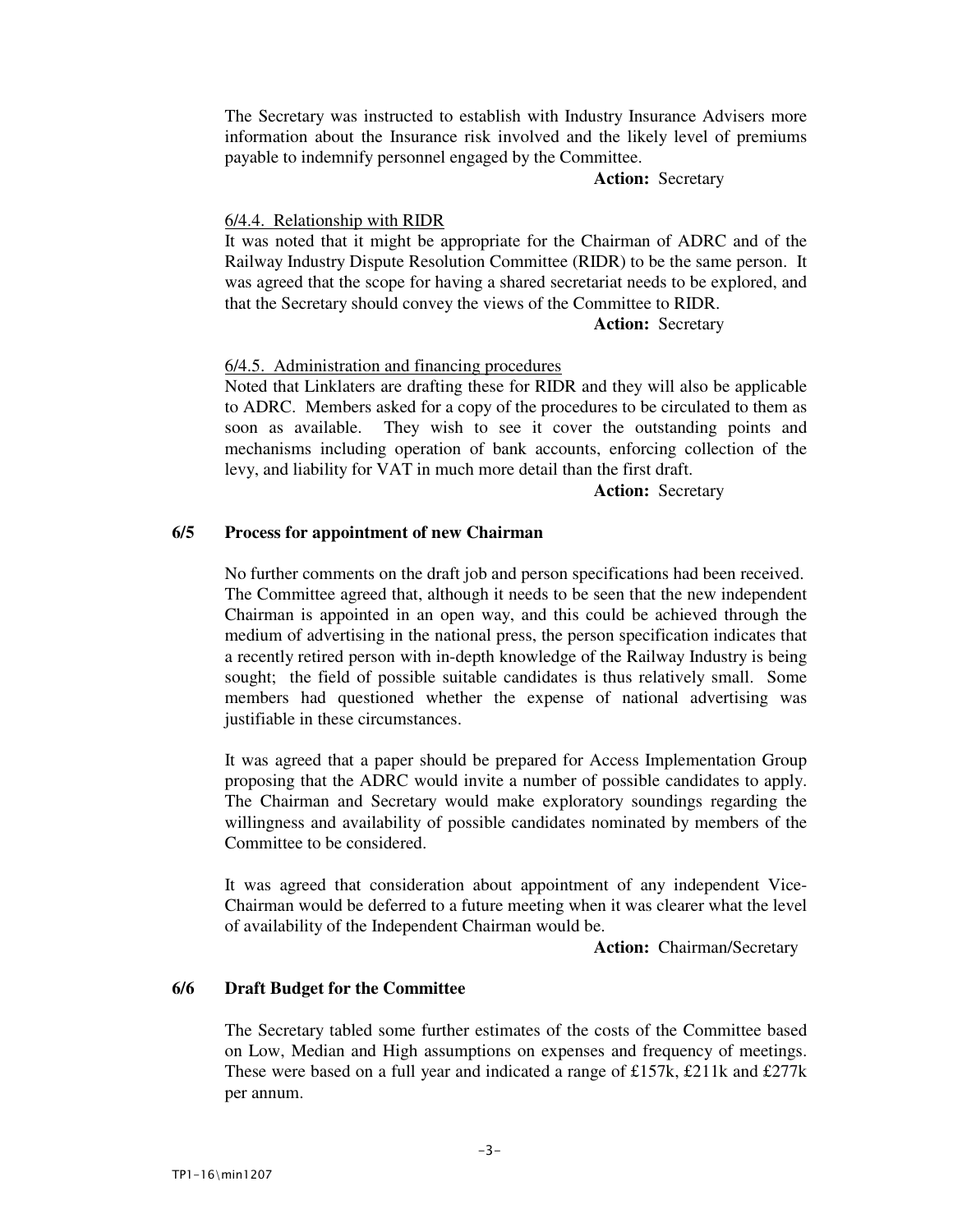The Secretary was instructed to establish with Industry Insurance Advisers more information about the Insurance risk involved and the likely level of premiums payable to indemnify personnel engaged by the Committee.

**Action:** Secretary

6/4.4. Relationship with RIDR

It was noted that it might be appropriate for the Chairman of ADRC and of the Railway Industry Dispute Resolution Committee (RIDR) to be the same person. It was agreed that the scope for having a shared secretariat needs to be explored, and that the Secretary should convey the views of the Committee to RIDR.

**Action:** Secretary

6/4.5. Administration and financing procedures

Noted that Linklaters are drafting these for RIDR and they will also be applicable to ADRC. Members asked for a copy of the procedures to be circulated to them as soon as available. They wish to see it cover the outstanding points and mechanisms including operation of bank accounts, enforcing collection of the levy, and liability for VAT in much more detail than the first draft.

**Action:** Secretary

## 6/5 Process for appointment of new Chairman

No further comments on the draft job and person specifications had been received. The Committee agreed that, although it needs to be seen that the new independent Chairman is appointed in an open way, and this could be achieved through the medium of advertising in the national press, the person specification indicates that a recently retired person with in-depth knowledge of the Railway Industry is being sought; the field of possible suitable candidates is thus relatively small. Some members had questioned whether the expense of national advertising was justifiable in these circumstances.

It was agreed that a paper should be prepared for Access Implementation Group proposing that the ADRC would invite a number of possible candidates to apply. The Chairman and Secretary would make exploratory soundings regarding the willingness and availability of possible candidates nominated by members of the Committee to be considered.

It was agreed that consideration about appointment of any independent Vice-Chairman would be deferred to a future meeting when it was clearer what the level of availability of the Independent Chairman would be.

**Action:** Chairman/Secretary

## 6/6 Draft Budget for the Committee

The Secretary tabled some further estimates of the costs of the Committee based on Low, Median and High assumptions on expenses and frequency of meetings. These were based on a full year and indicated a range of £157k, £211k and £277k per annum.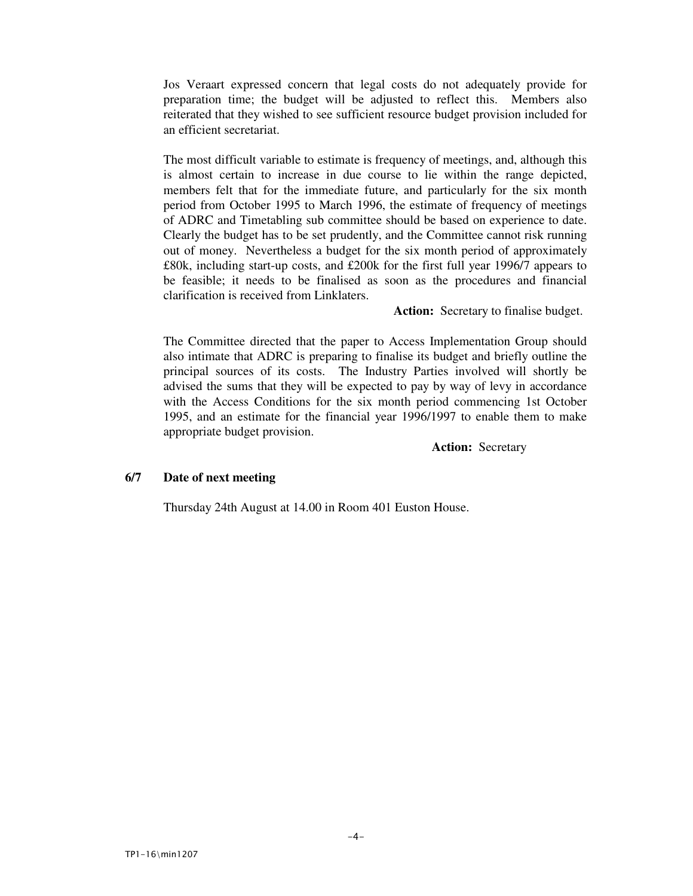Jos Veraart expressed concern that legal costs do not adequately provide for preparation time; the budget will be adjusted to reflect this. Members also reiterated that they wished to see sufficient resource budget provision included for an efficient secretariat.

The most difficult variable to estimate is frequency of meetings, and, although this is almost certain to increase in due course to lie within the range depicted, members felt that for the immediate future, and particularly for the six month period from October 1995 to March 1996, the estimate of frequency of meetings of ADRC and Timetabling sub committee should be based on experience to date. Clearly the budget has to be set prudently, and the Committee cannot risk running out of money. Nevertheless a budget for the six month period of approximately £80k, including start-up costs, and £200k for the first full year 1996/7 appears to be feasible; it needs to be finalised as soon as the procedures and financial clarification is received from Linklaters.

**Action:** Secretary to finalise budget.

The Committee directed that the paper to Access Implementation Group should also intimate that ADRC is preparing to finalise its budget and briefly outline the principal sources of its costs. The Industry Parties involved will shortly be advised the sums that they will be expected to pay by way of levy in accordance with the Access Conditions for the six month period commencing 1st October 1995, and an estimate for the financial year 1996/1997 to enable them to make appropriate budget provision.

**Action:** Secretary

**6/7 Date of next meeting**

Thursday 24th August at 14.00 in Room 401 Euston House.

TP1-16\min1207